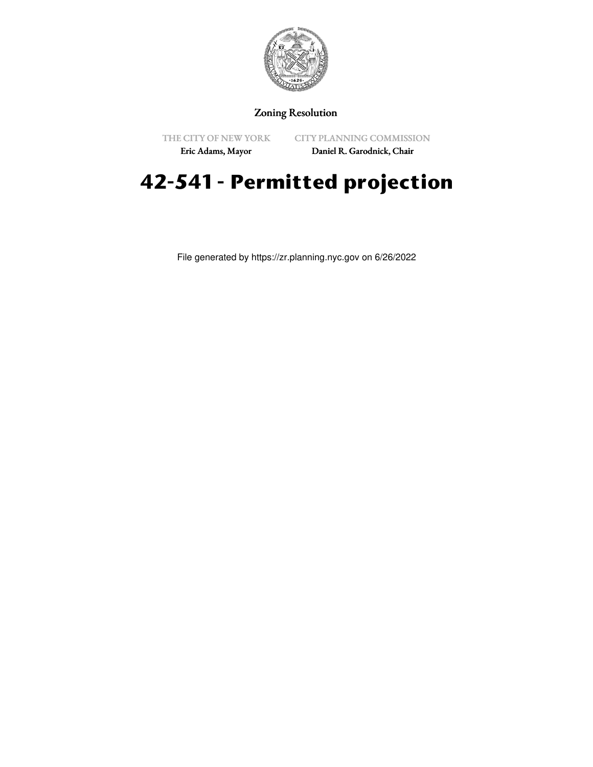Zoning Resolution

THE CITY OF NEW YORK
Eric Adams, Mayor

CITY PLANNING COMMISSION
Daniel R. Garodnick, Chair

# 42-541 - Permitted projection

File generated by https://zr.planning.nyc.gov on 6/26/2022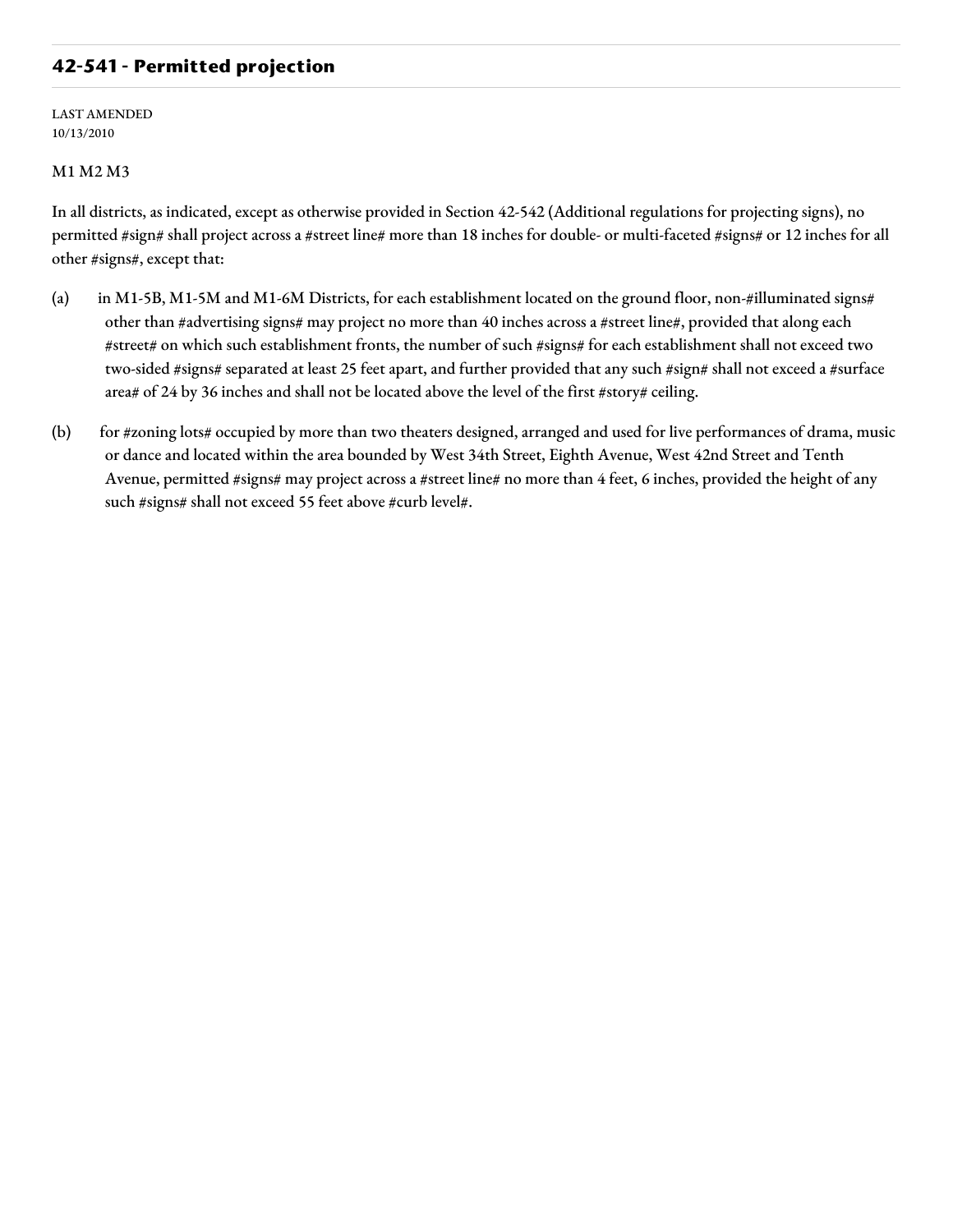## 42-541 - Permitted projection

LAST AMENDED
10/13/2010

M1 M2 M3

In all districts, as indicated, except as otherwise provided in Section 42-542 (Additional regulations for projecting signs), no permitted #sign# shall project across a #street line# more than 18 inches for double- or multi-faceted #signs# or 12 inches for all other #signs#, except that:

(a) in M1-5B, M1-5M and M1-6M Districts, for each establishment located on the ground floor, non-#illuminated signs# other than #advertising signs# may project no more than 40 inches across a #street line#, provided that along each #street# on which such establishment fronts, the number of such #signs# for each establishment shall not exceed two two-sided #signs# separated at least 25 feet apart, and further provided that any such #sign# shall not exceed a #surface area# of 24 by 36 inches and shall not be located above the level of the first #story# ceiling.

(b) for #zoning lots# occupied by more than two theaters designed, arranged and used for live performances of drama, music or dance and located within the area bounded by West 34th Street, Eighth Avenue, West 42nd Street and Tenth Avenue, permitted #signs# may project across a #street line# no more than 4 feet, 6 inches, provided the height of any such #signs# shall not exceed 55 feet above #curb level#.